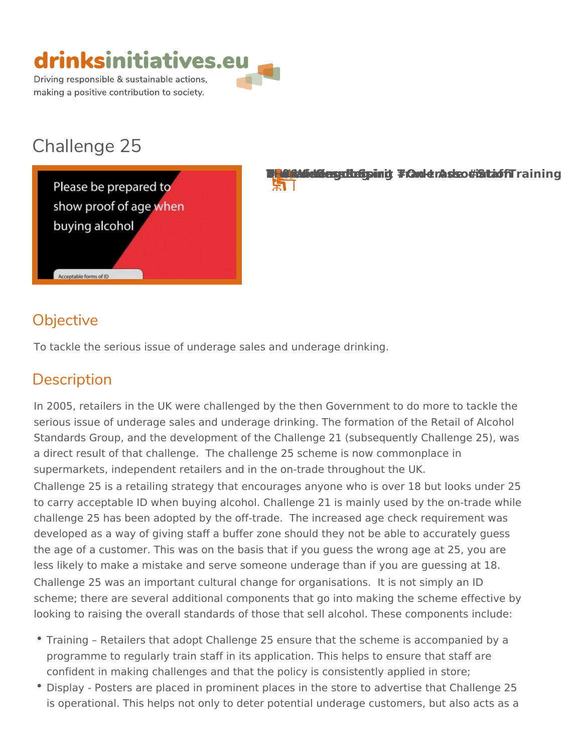drinksinitiatives.eu

Driving responsible & sustainable actions, making a positive contribution to society.

# Challenge 25

## Objective

To tackle the serious issue of underage sales and underage drinking.

## Description

In 2005, retailers in the UK were challenged by the then Government to do more to tackle the serious issue of underage sales and underage drinking. The formation of the Retail of Alcohol Standards Group, and the development of the Challenge 21 (subsequently Challenge 25), was a direct result of that challenge. The challenge 25 scheme is now commonplace in supermarkets, independent retailers and in the on-trade throughout the UK.

Challenge 25 is a retailing strategy that encourages anyone who is over 18 but looks under 25 to carry acceptable ID when buying alcohol. Challenge 21 is mainly used by the on-trade while challenge 25 has been adopted by the off-trade. The increased age check requirement was developed as a way of giving staff a buffer zone should they not be able to accurately guess the age of a customer. This was on the basis that if you guess the wrong age at 25, you are less likely to make a mistake and serve someone underage than if you are guessing at 18.

Challenge 25 was an important cultural change for organisations. It is not simply an ID scheme; there are several additional components that go into making the scheme effective by looking to raising the overall standards of those that sell alcohol. These components include:

- Training – Retailers that adopt Challenge 25 ensure that the scheme is accompanied by a programme to regularly train staff in its application. This helps to ensure that staff are confident in making challenges and that the policy is consistently applied in store;
- Display - Posters are placed in prominent places in the store to advertise that Challenge 25 is operational. This helps not only to deter potential underage customers, but also acts as a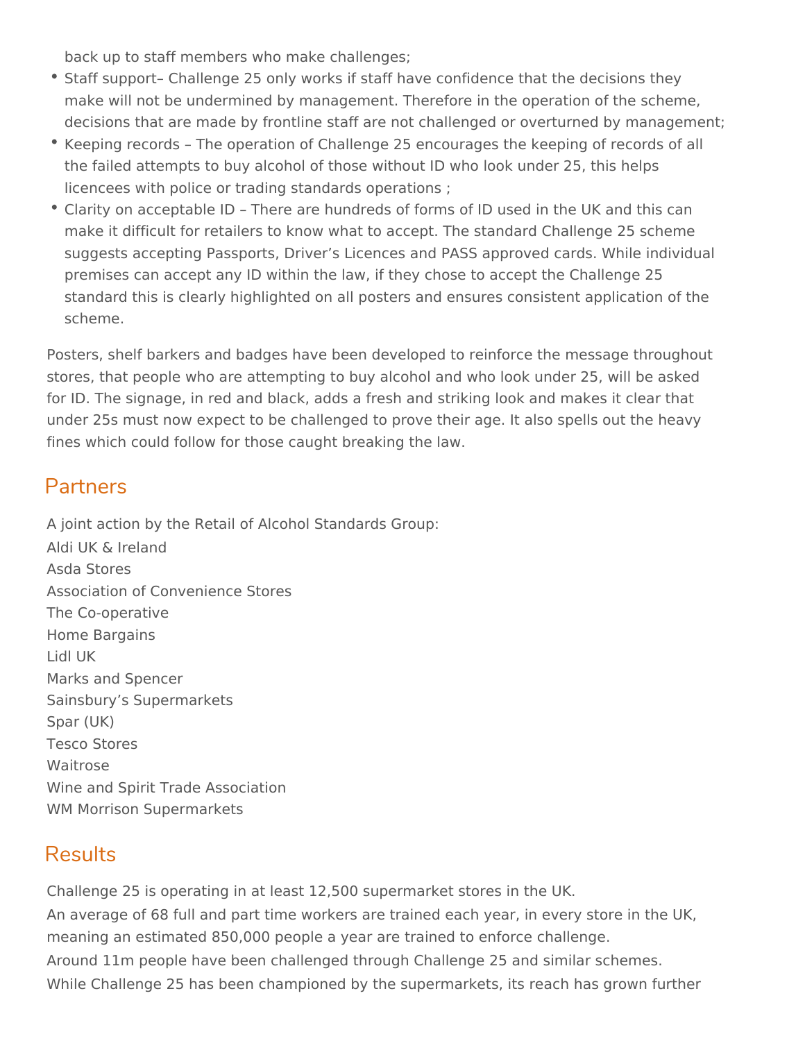back up to staff members who make challenges;

- Staff support– Challenge 25 only works if staff have confidence that the decisions they make will not be undermined by management. Therefore in the operation of the scheme, decisions that are made by frontline staff are not challenged or overturned by management;
- Keeping records – The operation of Challenge 25 encourages the keeping of records of all the failed attempts to buy alcohol of those without ID who look under 25, this helps licencees with police or trading standards operations ;
- Clarity on acceptable ID – There are hundreds of forms of ID used in the UK and this can make it difficult for retailers to know what to accept. The standard Challenge 25 scheme suggests accepting Passports, Driver's Licences and PASS approved cards. While individual premises can accept any ID within the law, if they chose to accept the Challenge 25 standard this is clearly highlighted on all posters and ensures consistent application of the scheme.

Posters, shelf barkers and badges have been developed to reinforce the message throughout stores, that people who are attempting to buy alcohol and who look under 25, will be asked for ID. The signage, in red and black, adds a fresh and striking look and makes it clear that under 25s must now expect to be challenged to prove their age. It also spells out the heavy fines which could follow for those caught breaking the law.

## Partners

A joint action by the Retail of Alcohol Standards Group:
Aldi UK & Ireland
Asda Stores
Association of Convenience Stores
The Co-operative
Home Bargains
Lidl UK
Marks and Spencer
Sainsbury's Supermarkets
Spar (UK)
Tesco Stores
Waitrose
Wine and Spirit Trade Association
WM Morrison Supermarkets

## Results

Challenge 25 is operating in at least 12,500 supermarket stores in the UK.
An average of 68 full and part time workers are trained each year, in every store in the UK, meaning an estimated 850,000 people a year are trained to enforce challenge.
Around 11m people have been challenged through Challenge 25 and similar schemes.
While Challenge 25 has been championed by the supermarkets, its reach has grown further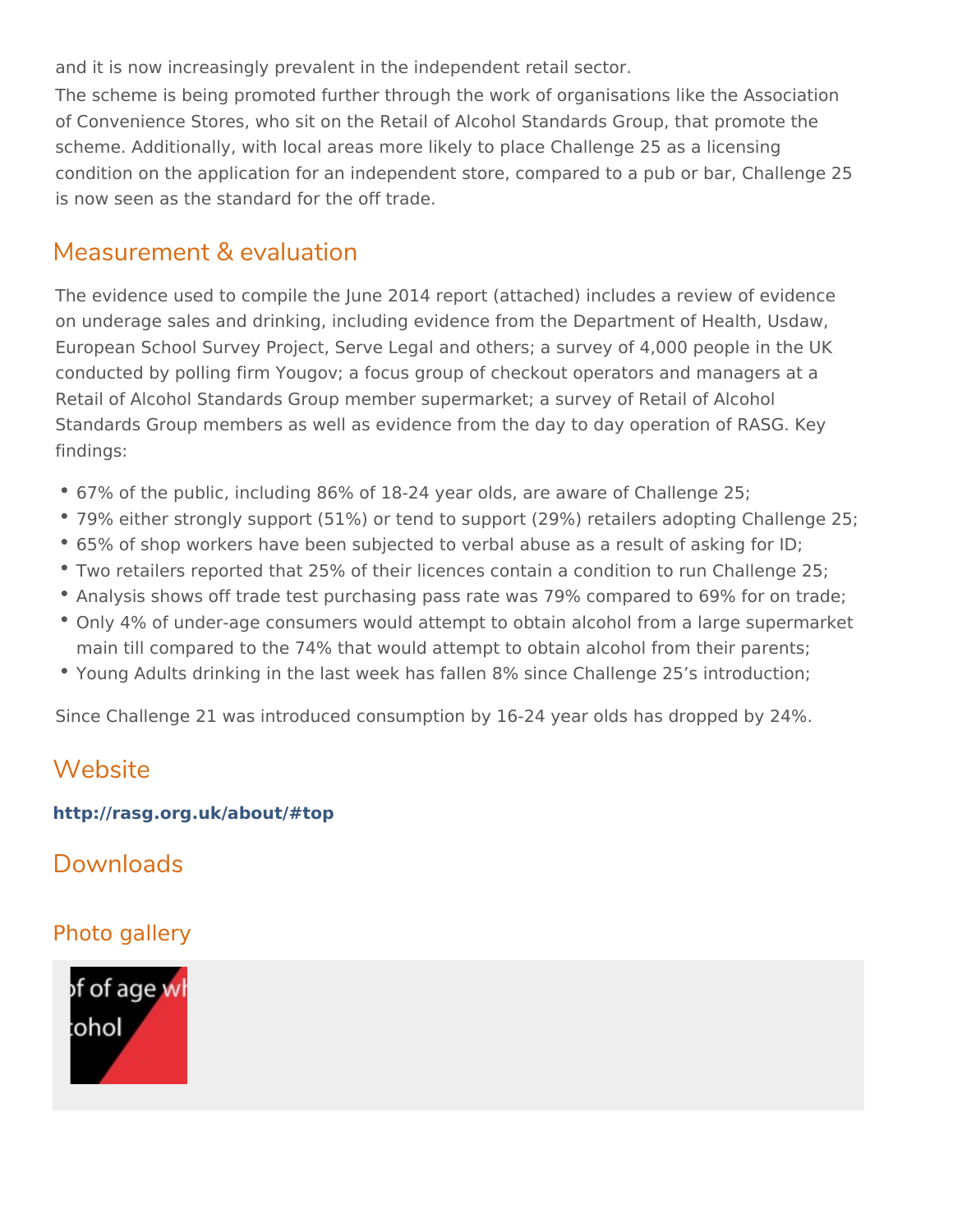and it is now increasingly prevalent in the independent retail sector.

The scheme is being promoted further through the work of organisations like the Association of Convenience Stores, who sit on the Retail of Alcohol Standards Group, that promote the scheme. Additionally, with local areas more likely to place Challenge 25 as a licensing condition on the application for an independent store, compared to a pub or bar, Challenge 25 is now seen as the standard for the off trade.

## Measurement & evaluation

The evidence used to compile the June 2014 report (attached) includes a review of evidence on underage sales and drinking, including evidence from the Department of Health, Usdaw, European School Survey Project, Serve Legal and others; a survey of 4,000 people in the UK conducted by polling firm Yougov; a focus group of checkout operators and managers at a Retail of Alcohol Standards Group member supermarket; a survey of Retail of Alcohol Standards Group members as well as evidence from the day to day operation of RASG. Key findings:

- 67% of the public, including 86% of 18-24 year olds, are aware of Challenge 25;
- 79% either strongly support (51%) or tend to support (29%) retailers adopting Challenge 25;
- 65% of shop workers have been subjected to verbal abuse as a result of asking for ID;
- Two retailers reported that 25% of their licences contain a condition to run Challenge 25;
- Analysis shows off trade test purchasing pass rate was 79% compared to 69% for on trade;
- Only 4% of under-age consumers would attempt to obtain alcohol from a large supermarket main till compared to the 74% that would attempt to obtain alcohol from their parents;
- Young Adults drinking in the last week has fallen 8% since Challenge 25's introduction;

Since Challenge 21 was introduced consumption by 16-24 year olds has dropped by 24%.

## Website

**http://rasg.org.uk/about/#top**

## Downloads

### Photo gallery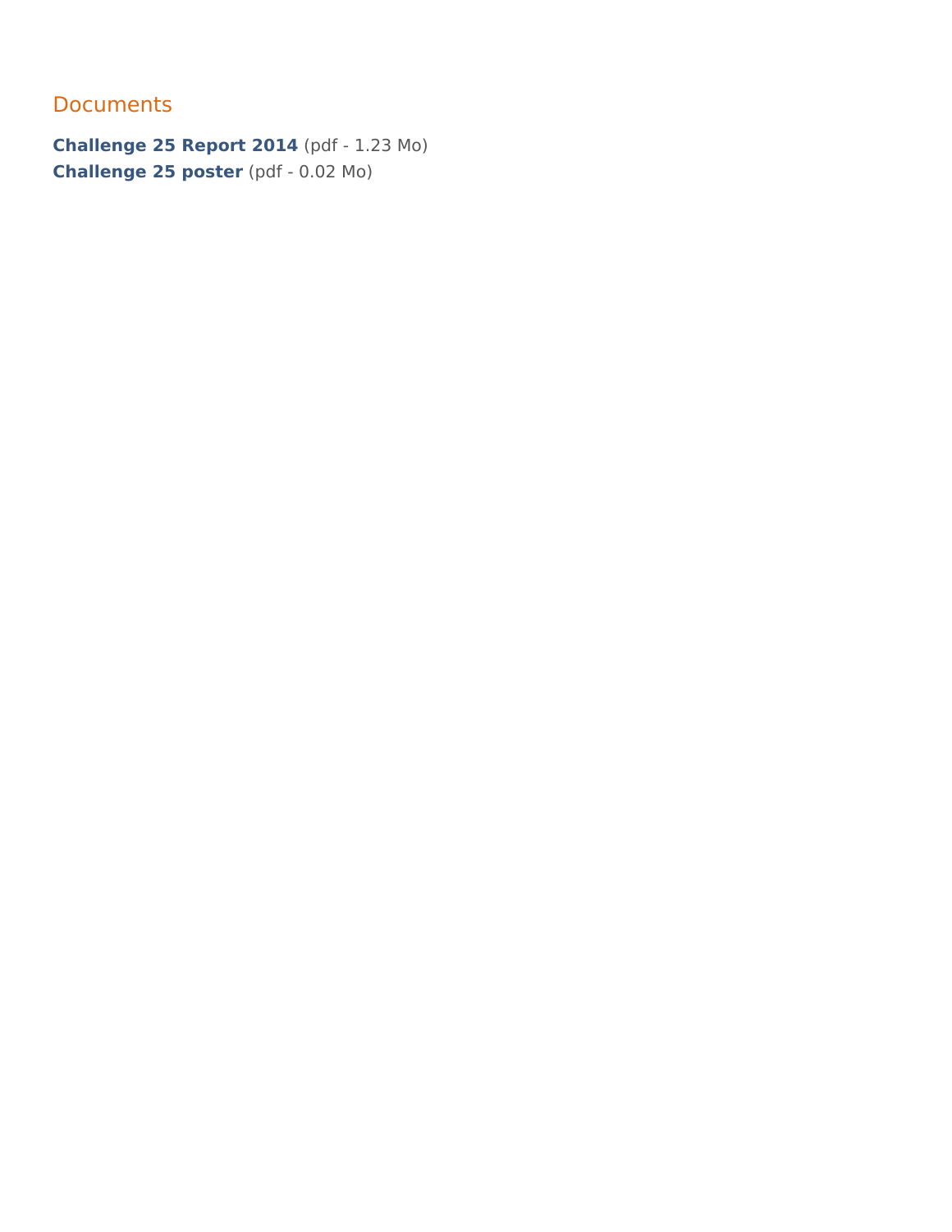## Documents

**Challenge 25 Report 2014** (pdf - 1.23 Mo)
**Challenge 25 poster** (pdf - 0.02 Mo)